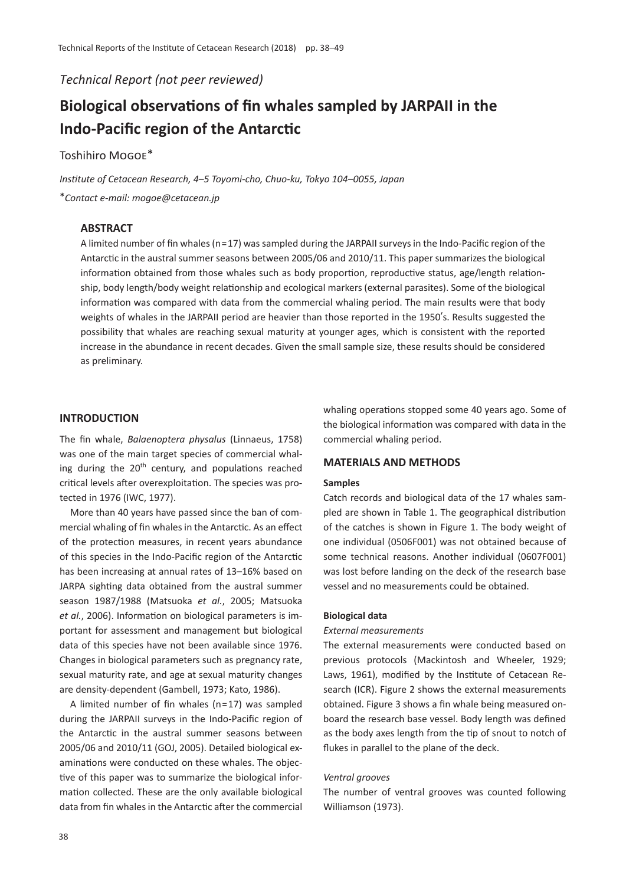*Technical Report (not peer reviewed)*

# Biological observations of fin whales sampled by JARPAII in the Indo-Pacific region of the Antarctic

Toshihiro MOGOE*

*Institute of Cetacean Research, 4–5 Toyomi-cho, Chuo-ku, Tokyo 104–0055, Japan*

**Contact e-mail: mogoe@cetacean.jp*

## ABSTRACT

A limited number of fin whales (n=17) was sampled during the JARPAII surveys in the Indo-Pacific region of the Antarctic in the austral summer seasons between 2005/06 and 2010/11. This paper summarizes the biological information obtained from those whales such as body proportion, reproductive status, age/length relationship, body length/body weight relationship and ecological markers (external parasites). Some of the biological information was compared with data from the commercial whaling period. The main results were that body weights of whales in the JARPAII period are heavier than those reported in the 1950's. Results suggested the possibility that whales are reaching sexual maturity at younger ages, which is consistent with the reported increase in the abundance in recent decades. Given the small sample size, these results should be considered as preliminary.

## INTRODUCTION

The fin whale, *Balaenoptera physalus* (Linnaeus, 1758) was one of the main target species of commercial whaling during the 20th century, and populations reached critical levels after overexploitation. The species was protected in 1976 (IWC, 1977).

More than 40 years have passed since the ban of commercial whaling of fin whales in the Antarctic. As an effect of the protection measures, in recent years abundance of this species in the Indo-Pacific region of the Antarctic has been increasing at annual rates of 13–16% based on JARPA sighting data obtained from the austral summer season 1987/1988 (Matsuoka *et al.*, 2005; Matsuoka *et al.*, 2006). Information on biological parameters is important for assessment and management but biological data of this species have not been available since 1976. Changes in biological parameters such as pregnancy rate, sexual maturity rate, and age at sexual maturity changes are density-dependent (Gambell, 1973; Kato, 1986).

A limited number of fin whales (n=17) was sampled during the JARPAII surveys in the Indo-Pacific region of the Antarctic in the austral summer seasons between 2005/06 and 2010/11 (GOJ, 2005). Detailed biological examinations were conducted on these whales. The objective of this paper was to summarize the biological information collected. These are the only available biological data from fin whales in the Antarctic after the commercial whaling operations stopped some 40 years ago. Some of the biological information was compared with data in the commercial whaling period.

## MATERIALS AND METHODS

### Samples

Catch records and biological data of the 17 whales sampled are shown in Table 1. The geographical distribution of the catches is shown in Figure 1. The body weight of one individual (0506F001) was not obtained because of some technical reasons. Another individual (0607F001) was lost before landing on the deck of the research base vessel and no measurements could be obtained.

### Biological data

#### *External measurements*

The external measurements were conducted based on previous protocols (Mackintosh and Wheeler, 1929; Laws, 1961), modified by the Institute of Cetacean Research (ICR). Figure 2 shows the external measurements obtained. Figure 3 shows a fin whale being measured onboard the research base vessel. Body length was defined as the body axes length from the tip of snout to notch of flukes in parallel to the plane of the deck.

#### *Ventral grooves*

The number of ventral grooves was counted following Williamson (1973).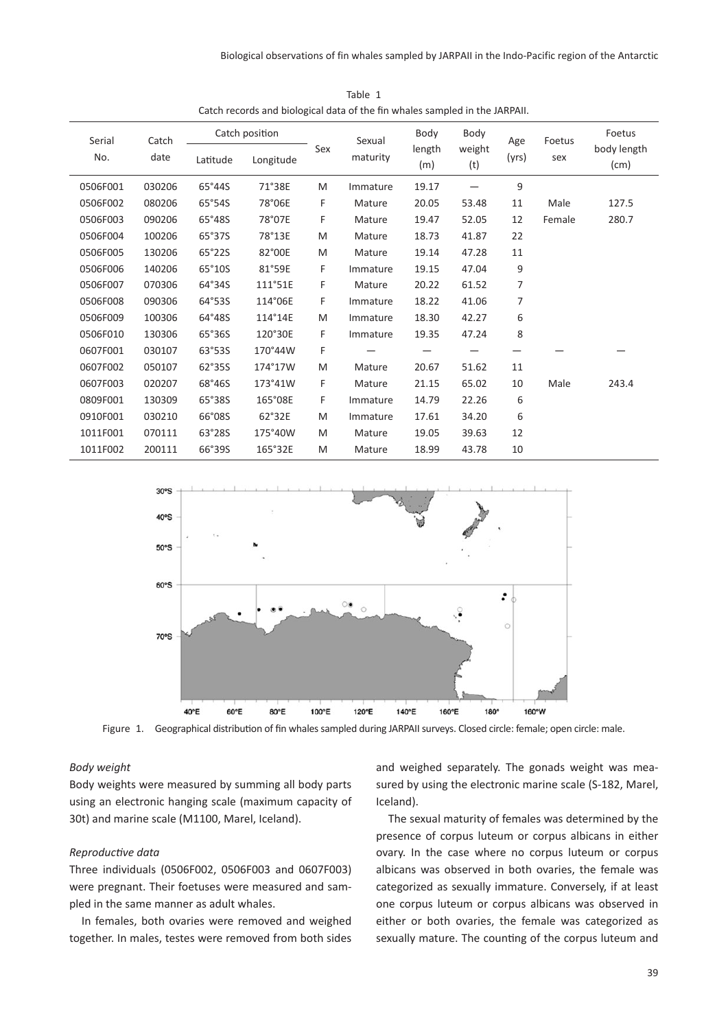Table 1
Catch records and biological data of the fin whales sampled in the JARPAII.

| Serial No. | Catch date | Catch position | | Sex | Sexual maturity | Body length (m) | Body weight (t) | Age (yrs) | Foetus sex | Foetus body length (cm) |
|---|---|---|---|---|---|---|---|---|---|---|
| | | Latitude | Longitude | | | | | | | |
| 0506F001 | 030206 | 65°44S | 71°38E | M | Immature | 19.17 | — | 9 | | |
| 0506F002 | 080206 | 65°54S | 78°06E | F | Mature | 20.05 | 53.48 | 11 | Male | 127.5 |
| 0506F003 | 090206 | 65°48S | 78°07E | F | Mature | 19.47 | 52.05 | 12 | Female | 280.7 |
| 0506F004 | 100206 | 65°37S | 78°13E | M | Mature | 18.73 | 41.87 | 22 | | |
| 0506F005 | 130206 | 65°22S | 82°00E | M | Mature | 19.14 | 47.28 | 11 | | |
| 0506F006 | 140206 | 65°10S | 81°59E | F | Immature | 19.15 | 47.04 | 9 | | |
| 0506F007 | 070306 | 64°34S | 111°51E | F | Mature | 20.22 | 61.52 | 7 | | |
| 0506F008 | 090306 | 64°53S | 114°06E | F | Immature | 18.22 | 41.06 | 7 | | |
| 0506F009 | 100306 | 64°48S | 114°14E | M | Immature | 18.30 | 42.27 | 6 | | |
| 0506F010 | 130306 | 65°36S | 120°30E | F | Immature | 19.35 | 47.24 | 8 | | |
| 0607F001 | 030107 | 63°53S | 170°44W | F | — | — | — | — | — | — |
| 0607F002 | 050107 | 62°35S | 174°17W | M | Mature | 20.67 | 51.62 | 11 | | |
| 0607F003 | 020207 | 68°46S | 173°41W | F | Mature | 21.15 | 65.02 | 10 | Male | 243.4 |
| 0809F001 | 130309 | 65°38S | 165°08E | F | Immature | 14.79 | 22.26 | 6 | | |
| 0910F001 | 030210 | 66°08S | 62°32E | M | Immature | 17.61 | 34.20 | 6 | | |
| 1011F001 | 070111 | 63°28S | 175°40W | M | Mature | 19.05 | 39.63 | 12 | | |
| 1011F002 | 200111 | 66°39S | 165°32E | M | Mature | 18.99 | 43.78 | 10 | | |

Figure 1. Geographical distribution of fin whales sampled during JARPAII surveys. Closed circle: female; open circle: male.

*Body weight*

Body weights were measured by summing all body parts using an electronic hanging scale (maximum capacity of 30t) and marine scale (M1100, Marel, Iceland).

*Reproductive data*

Three individuals (0506F002, 0506F003 and 0607F003) were pregnant. Their foetuses were measured and sampled in the same manner as adult whales.

In females, both ovaries were removed and weighed together. In males, testes were removed from both sides and weighed separately. The gonads weight was measured by using the electronic marine scale (S-182, Marel, Iceland).

The sexual maturity of females was determined by the presence of corpus luteum or corpus albicans in either ovary. In the case where no corpus luteum or corpus albicans was observed in both ovaries, the female was categorized as sexually immature. Conversely, if at least one corpus luteum or corpus albicans was observed in either or both ovaries, the female was categorized as sexually mature. The counting of the corpus luteum and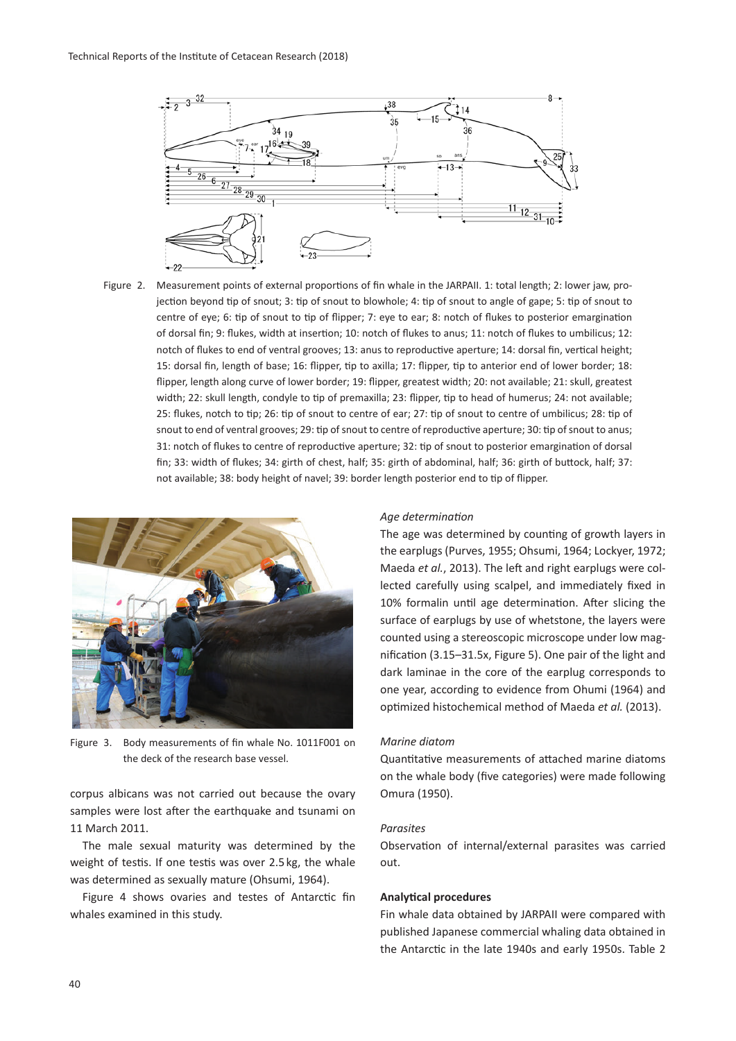Figure 2. Measurement points of external proportions of fin whale in the JARPAII. 1: total length; 2: lower jaw, projection beyond tip of snout; 3: tip of snout to blowhole; 4: tip of snout to angle of gape; 5: tip of snout to centre of eye; 6: tip of snout to tip of flipper; 7: eye to ear; 8: notch of flukes to posterior emargination of dorsal fin; 9: flukes, width at insertion; 10: notch of flukes to anus; 11: notch of flukes to umbilicus; 12: notch of flukes to end of ventral grooves; 13: anus to reproductive aperture; 14: dorsal fin, vertical height; 15: dorsal fin, length of base; 16: flipper, tip to axilla; 17: flipper, tip to anterior end of lower border; 18: flipper, length along curve of lower border; 19: flipper, greatest width; 20: not available; 21: skull, greatest width; 22: skull length, condyle to tip of premaxilla; 23: flipper, tip to head of humerus; 24: not available; 25: flukes, notch to tip; 26: tip of snout to centre of ear; 27: tip of snout to centre of umbilicus; 28: tip of snout to end of ventral grooves; 29: tip of snout to centre of reproductive aperture; 30: tip of snout to anus; 31: notch of flukes to centre of reproductive aperture; 32: tip of snout to posterior emargination of dorsal fin; 33: width of flukes; 34: girth of chest, half; 35: girth of abdominal, half; 36: girth of buttock, half; 37: not available; 38: body height of navel; 39: border length posterior end to tip of flipper.

Figure 3. Body measurements of fin whale No. 1011F001 on the deck of the research base vessel.

corpus albicans was not carried out because the ovary samples were lost after the earthquake and tsunami on 11 March 2011.

The male sexual maturity was determined by the weight of testis. If one testis was over 2.5 kg, the whale was determined as sexually mature (Ohsumi, 1964).

Figure 4 shows ovaries and testes of Antarctic fin whales examined in this study.

*Age determination*

The age was determined by counting of growth layers in the earplugs (Purves, 1955; Ohsumi, 1964; Lockyer, 1972; Maeda *et al.*, 2013). The left and right earplugs were collected carefully using scalpel, and immediately fixed in 10% formalin until age determination. After slicing the surface of earplugs by use of whetstone, the layers were counted using a stereoscopic microscope under low magnification (3.15–31.5x, Figure 5). One pair of the light and dark laminae in the core of the earplug corresponds to one year, according to evidence from Ohumi (1964) and optimized histochemical method of Maeda *et al.* (2013).

*Marine diatom*

Quantitative measurements of attached marine diatoms on the whale body (five categories) were made following Omura (1950).

*Parasites*

Observation of internal/external parasites was carried out.

**Analytical procedures**

Fin whale data obtained by JARPAII were compared with published Japanese commercial whaling data obtained in the Antarctic in the late 1940s and early 1950s. Table 2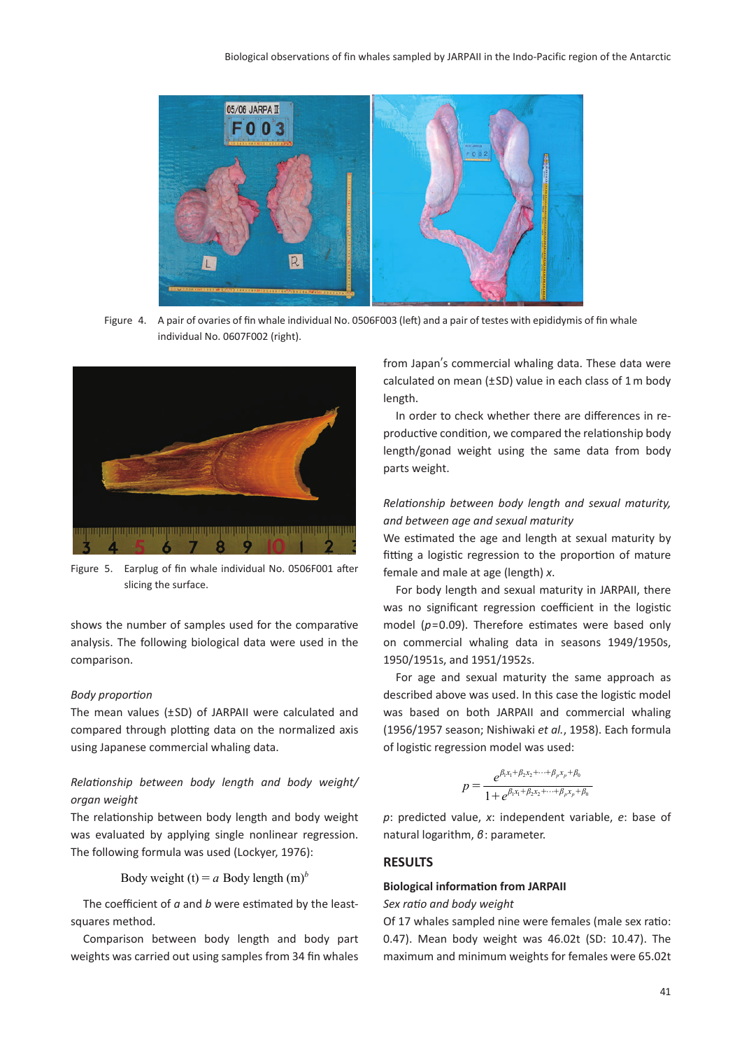Figure 4. A pair of ovaries of fin whale individual No. 0506F003 (left) and a pair of testes with epididymis of fin whale individual No. 0607F002 (right).

Figure 5. Earplug of fin whale individual No. 0506F001 after slicing the surface.

shows the number of samples used for the comparative analysis. The following biological data were used in the comparison.

*Body proportion*

The mean values (±SD) of JARPAII were calculated and compared through plotting data on the normalized axis using Japanese commercial whaling data.

*Relationship between body length and body weight/organ weight*

The relationship between body length and body weight was evaluated by applying single nonlinear regression. The following formula was used (Lockyer, 1976):

$$\text{Body weight (t)} = a \text{ Body length (m)}^{b}$$

The coefficient of *a* and *b* were estimated by the least-squares method.

Comparison between body length and body part weights was carried out using samples from 34 fin whales from Japan's commercial whaling data. These data were calculated on mean (±SD) value in each class of 1 m body length.

In order to check whether there are differences in reproductive condition, we compared the relationship body length/gonad weight using the same data from body parts weight.

*Relationship between body length and sexual maturity, and between age and sexual maturity*

We estimated the age and length at sexual maturity by fitting a logistic regression to the proportion of mature female and male at age (length) *x*.

For body length and sexual maturity in JARPAII, there was no significant regression coefficient in the logistic model ($p$=0.09). Therefore estimates were based only on commercial whaling data in seasons 1949/1950s, 1950/1951s, and 1951/1952s.

For age and sexual maturity the same approach as described above was used. In this case the logistic model was based on both JARPAII and commercial whaling (1956/1957 season; Nishiwaki *et al.*, 1958). Each formula of logistic regression model was used:

$$p = \frac{e^{\beta_1 x_1 + \beta_2 x_2 + \cdots + \beta_p x_p + \beta_0}}{1 + e^{\beta_1 x_1 + \beta_2 x_2 + \cdots + \beta_p x_p + \beta_0}}$$

*p*: predicted value, *x*: independent variable, *e*: base of natural logarithm, $\beta$: parameter.

## RESULTS

### Biological information from JARPAII

*Sex ratio and body weight*

Of 17 whales sampled nine were females (male sex ratio: 0.47). Mean body weight was 46.02t (SD: 10.47). The maximum and minimum weights for females were 65.02t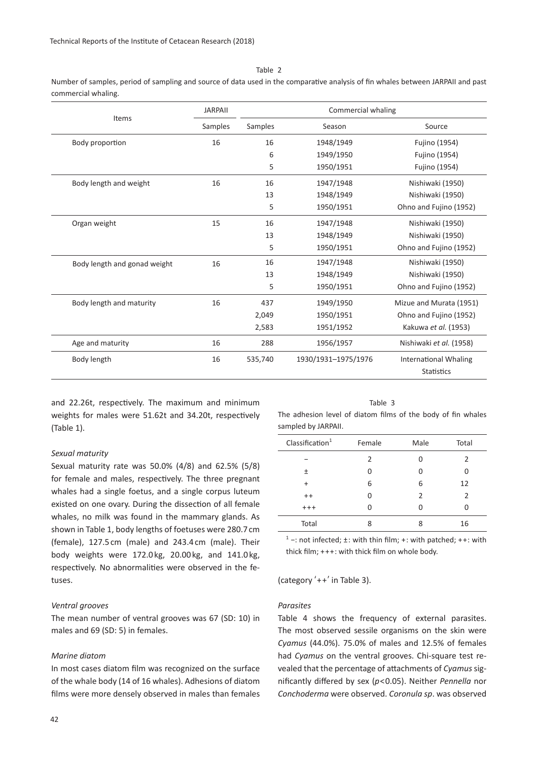Table 2

Number of samples, period of sampling and source of data used in the comparative analysis of fin whales between JARPAII and past commercial whaling.

| Items | JARPAII | Commercial whaling | | |
|---|---|---|---|---|
| | Samples | Samples | Season | Source |
| Body proportion | 16 | 16 | 1948/1949 | Fujino (1954) |
| | | 6 | 1949/1950 | Fujino (1954) |
| | | 5 | 1950/1951 | Fujino (1954) |
| Body length and weight | 16 | 16 | 1947/1948 | Nishiwaki (1950) |
| | | 13 | 1948/1949 | Nishiwaki (1950) |
| | | 5 | 1950/1951 | Ohno and Fujino (1952) |
| Organ weight | 15 | 16 | 1947/1948 | Nishiwaki (1950) |
| | | 13 | 1948/1949 | Nishiwaki (1950) |
| | | 5 | 1950/1951 | Ohno and Fujino (1952) |
| Body length and gonad weight | 16 | 16 | 1947/1948 | Nishiwaki (1950) |
| | | 13 | 1948/1949 | Nishiwaki (1950) |
| | | 5 | 1950/1951 | Ohno and Fujino (1952) |
| Body length and maturity | 16 | 437 | 1949/1950 | Mizue and Murata (1951) |
| | | 2,049 | 1950/1951 | Ohno and Fujino (1952) |
| | | 2,583 | 1951/1952 | Kakuwa *et al.* (1953) |
| Age and maturity | 16 | 288 | 1956/1957 | Nishiwaki *et al.* (1958) |
| Body length | 16 | 535,740 | 1930/1931–1975/1976 | International Whaling Statistics |

and 22.26t, respectively. The maximum and minimum weights for males were 51.62t and 34.20t, respectively (Table 1).

### *Sexual maturity*

Sexual maturity rate was 50.0% (4/8) and 62.5% (5/8) for female and males, respectively. The three pregnant whales had a single foetus, and a single corpus luteum existed on one ovary. During the dissection of all female whales, no milk was found in the mammary glands. As shown in Table 1, body lengths of foetuses were 280.7 cm (female), 127.5 cm (male) and 243.4 cm (male). Their body weights were 172.0 kg, 20.00 kg, and 141.0 kg, respectively. No abnormalities were observed in the foetuses.

### *Ventral grooves*

The mean number of ventral grooves was 67 (SD: 10) in males and 69 (SD: 5) in females.

### *Marine diatom*

In most cases diatom film was recognized on the surface of the whale body (14 of 16 whales). Adhesions of diatom films were more densely observed in males than females (category '++' in Table 3).

Table 3

The adhesion level of diatom films of the body of fin whales sampled by JARPAII.

| Classification[1] | Female | Male | Total |
|---|---|---|---|
| − | 2 | 0 | 2 |
| ± | 0 | 0 | 0 |
| + | 6 | 6 | 12 |
| ++ | 0 | 2 | 2 |
| +++ | 0 | 0 | 0 |
| Total | 8 | 8 | 16 |

[1] −: not infected; ±: with thin film; +: with patched; ++: with thick film; +++: with thick film on whole body.

### *Parasites*

Table 4 shows the frequency of external parasites. The most observed sessile organisms on the skin were *Cyamus* (44.0%). 75.0% of males and 12.5% of females had *Cyamus* on the ventral grooves. Chi-square test revealed that the percentage of attachments of *Cyamus* significantly differed by sex ($p<0.05$). Neither *Pennella* nor *Conchoderma* were observed. *Coronula sp*. was observed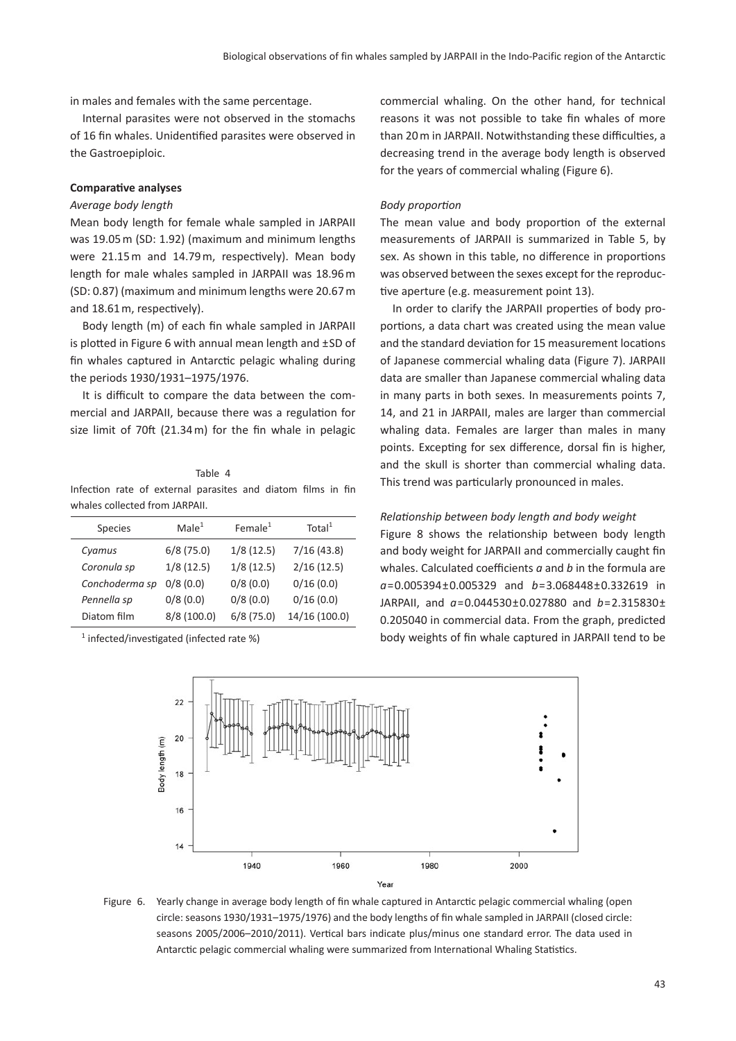in males and females with the same percentage.

Internal parasites were not observed in the stomachs of 16 fin whales. Unidentified parasites were observed in the Gastroepiploic.

**Comparative analyses**

*Average body length*

Mean body length for female whale sampled in JARPAII was 19.05 m (SD: 1.92) (maximum and minimum lengths were 21.15 m and 14.79 m, respectively). Mean body length for male whales sampled in JARPAII was 18.96 m (SD: 0.87) (maximum and minimum lengths were 20.67 m and 18.61 m, respectively).

Body length (m) of each fin whale sampled in JARPAII is plotted in Figure 6 with annual mean length and ±SD of fin whales captured in Antarctic pelagic whaling during the periods 1930/1931–1975/1976.

It is difficult to compare the data between the commercial and JARPAII, because there was a regulation for size limit of 70ft (21.34 m) for the fin whale in pelagic commercial whaling. On the other hand, for technical reasons it was not possible to take fin whales of more than 20 m in JARPAII. Notwithstanding these difficulties, a decreasing trend in the average body length is observed for the years of commercial whaling (Figure 6).

Table 4
Infection rate of external parasites and diatom films in fin whales collected from JARPAII.

| Species | Male[1] | Female[1] | Total[1] |
|---|---|---|---|
| *Cyamus* | 6/8 (75.0) | 1/8 (12.5) | 7/16 (43.8) |
| *Coronula sp* | 1/8 (12.5) | 1/8 (12.5) | 2/16 (12.5) |
| *Conchoderma sp* | 0/8 (0.0) | 0/8 (0.0) | 0/16 (0.0) |
| *Pennella sp* | 0/8 (0.0) | 0/8 (0.0) | 0/16 (0.0) |
| Diatom film | 8/8 (100.0) | 6/8 (75.0) | 14/16 (100.0) |

[1] infected/investigated (infected rate %)

*Body proportion*

The mean value and body proportion of the external measurements of JARPAII is summarized in Table 5, by sex. As shown in this table, no difference in proportions was observed between the sexes except for the reproductive aperture (e.g. measurement point 13).

In order to clarify the JARPAII properties of body proportions, a data chart was created using the mean value and the standard deviation for 15 measurement locations of Japanese commercial whaling data (Figure 7). JARPAII data are smaller than Japanese commercial whaling data in many parts in both sexes. In measurements points 7, 14, and 21 in JARPAII, males are larger than commercial whaling data. Females are larger than males in many points. Excepting for sex difference, dorsal fin is higher, and the skull is shorter than commercial whaling data. This trend was particularly pronounced in males.

*Relationship between body length and body weight*

Figure 8 shows the relationship between body length and body weight for JARPAII and commercially caught fin whales. Calculated coefficients $a$ and $b$ in the formula are $a$=0.005394±0.005329 and $b$=3.068448±0.332619 in JARPAII, and $a$=0.044530±0.027880 and $b$=2.315830±0.205040 in commercial data. From the graph, predicted body weights of fin whale captured in JARPAII tend to be

Figure 6. Yearly change in average body length of fin whale captured in Antarctic pelagic commercial whaling (open circle: seasons 1930/1931–1975/1976) and the body lengths of fin whale sampled in JARPAII (closed circle: seasons 2005/2006–2010/2011). Vertical bars indicate plus/minus one standard error. The data used in Antarctic pelagic commercial whaling were summarized from International Whaling Statistics.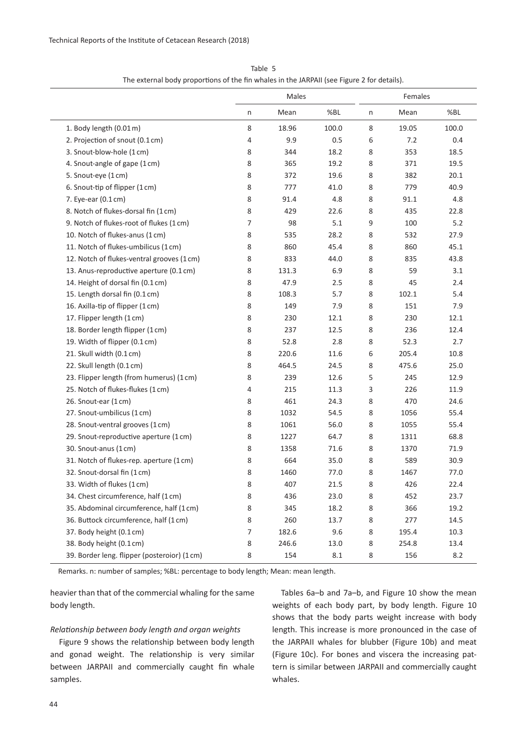Table 5
The external body proportions of the fin whales in the JARPAII (see Figure 2 for details).

| | Males | | | Females | | |
|---|---|---|---|---|---|---|
| | n | Mean | %BL | n | Mean | %BL |
| 1. Body length (0.01 m) | 8 | 18.96 | 100.0 | 8 | 19.05 | 100.0 |
| 2. Projection of snout (0.1 cm) | 4 | 9.9 | 0.5 | 6 | 7.2 | 0.4 |
| 3. Snout-blow-hole (1 cm) | 8 | 344 | 18.2 | 8 | 353 | 18.5 |
| 4. Snout-angle of gape (1 cm) | 8 | 365 | 19.2 | 8 | 371 | 19.5 |
| 5. Snout-eye (1 cm) | 8 | 372 | 19.6 | 8 | 382 | 20.1 |
| 6. Snout-tip of flipper (1 cm) | 8 | 777 | 41.0 | 8 | 779 | 40.9 |
| 7. Eye-ear (0.1 cm) | 8 | 91.4 | 4.8 | 8 | 91.1 | 4.8 |
| 8. Notch of flukes-dorsal fin (1 cm) | 8 | 429 | 22.6 | 8 | 435 | 22.8 |
| 9. Notch of flukes-root of flukes (1 cm) | 7 | 98 | 5.1 | 9 | 100 | 5.2 |
| 10. Notch of flukes-anus (1 cm) | 8 | 535 | 28.2 | 8 | 532 | 27.9 |
| 11. Notch of flukes-umbilicus (1 cm) | 8 | 860 | 45.4 | 8 | 860 | 45.1 |
| 12. Notch of flukes-ventral grooves (1 cm) | 8 | 833 | 44.0 | 8 | 835 | 43.8 |
| 13. Anus-reproductive aperture (0.1 cm) | 8 | 131.3 | 6.9 | 8 | 59 | 3.1 |
| 14. Height of dorsal fin (0.1 cm) | 8 | 47.9 | 2.5 | 8 | 45 | 2.4 |
| 15. Length dorsal fin (0.1 cm) | 8 | 108.3 | 5.7 | 8 | 102.1 | 5.4 |
| 16. Axilla-tip of flipper (1 cm) | 8 | 149 | 7.9 | 8 | 151 | 7.9 |
| 17. Flipper length (1 cm) | 8 | 230 | 12.1 | 8 | 230 | 12.1 |
| 18. Border length flipper (1 cm) | 8 | 237 | 12.5 | 8 | 236 | 12.4 |
| 19. Width of flipper (0.1 cm) | 8 | 52.8 | 2.8 | 8 | 52.3 | 2.7 |
| 21. Skull width (0.1 cm) | 8 | 220.6 | 11.6 | 6 | 205.4 | 10.8 |
| 22. Skull length (0.1 cm) | 8 | 464.5 | 24.5 | 8 | 475.6 | 25.0 |
| 23. Flipper length (from humerus) (1 cm) | 8 | 239 | 12.6 | 5 | 245 | 12.9 |
| 25. Notch of flukes-flukes (1 cm) | 4 | 215 | 11.3 | 3 | 226 | 11.9 |
| 26. Snout-ear (1 cm) | 8 | 461 | 24.3 | 8 | 470 | 24.6 |
| 27. Snout-umbilicus (1 cm) | 8 | 1032 | 54.5 | 8 | 1056 | 55.4 |
| 28. Snout-ventral grooves (1 cm) | 8 | 1061 | 56.0 | 8 | 1055 | 55.4 |
| 29. Snout-reproductive aperture (1 cm) | 8 | 1227 | 64.7 | 8 | 1311 | 68.8 |
| 30. Snout-anus (1 cm) | 8 | 1358 | 71.6 | 8 | 1370 | 71.9 |
| 31. Notch of flukes-rep. aperture (1 cm) | 8 | 664 | 35.0 | 8 | 589 | 30.9 |
| 32. Snout-dorsal fin (1 cm) | 8 | 1460 | 77.0 | 8 | 1467 | 77.0 |
| 33. Width of flukes (1 cm) | 8 | 407 | 21.5 | 8 | 426 | 22.4 |
| 34. Chest circumference, half (1 cm) | 8 | 436 | 23.0 | 8 | 452 | 23.7 |
| 35. Abdominal circumference, half (1 cm) | 8 | 345 | 18.2 | 8 | 366 | 19.2 |
| 36. Buttock circumference, half (1 cm) | 8 | 260 | 13.7 | 8 | 277 | 14.5 |
| 37. Body height (0.1 cm) | 7 | 182.6 | 9.6 | 8 | 195.4 | 10.3 |
| 38. Body height (0.1 cm) | 8 | 246.6 | 13.0 | 8 | 254.8 | 13.4 |
| 39. Border leng. flipper (posteroior) (1 cm) | 8 | 154 | 8.1 | 8 | 156 | 8.2 |

Remarks. n: number of samples; %BL: percentage to body length; Mean: mean length.

heavier than that of the commercial whaling for the same body length.

*Relationship between body length and organ weights*

Figure 9 shows the relationship between body length and gonad weight. The relationship is very similar between JARPAII and commercially caught fin whale samples.

Tables 6a–b and 7a–b, and Figure 10 show the mean weights of each body part, by body length. Figure 10 shows that the body parts weight increase with body length. This increase is more pronounced in the case of the JARPAII whales for blubber (Figure 10b) and meat (Figure 10c). For bones and viscera the increasing pattern is similar between JARPAII and commercially caught whales.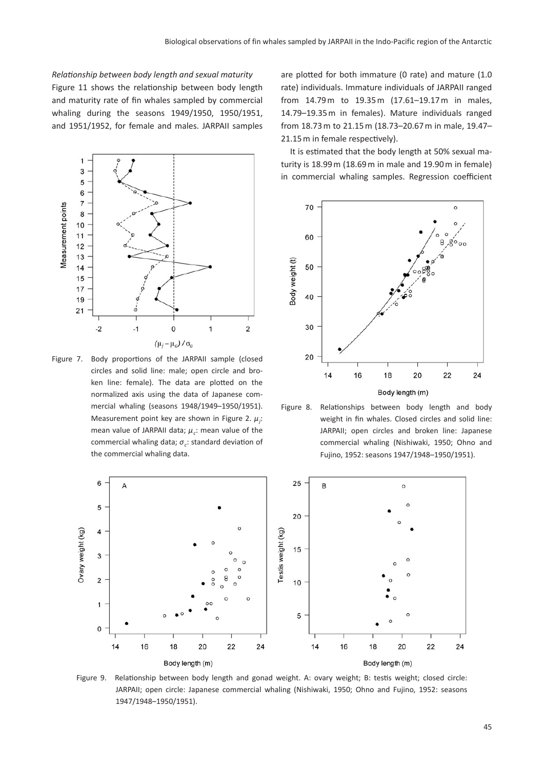*Relationship between body length and sexual maturity*

Figure 11 shows the relationship between body length and maturity rate of fin whales sampled by commercial whaling during the seasons 1949/1950, 1950/1951, and 1951/1952, for female and males. JARPAII samples are plotted for both immature (0 rate) and mature (1.0 rate) individuals. Immature individuals of JARPAII ranged from 14.79 m to 19.35 m (17.61–19.17 m in males, 14.79–19.35 m in females). Mature individuals ranged from 18.73 m to 21.15 m (18.73–20.67 m in male, 19.47–21.15 m in female respectively).

It is estimated that the body length at 50% sexual maturity is 18.99 m (18.69 m in male and 19.90 m in female) in commercial whaling samples. Regression coefficient

Figure 7. Body proportions of the JARPAII sample (closed circles and solid line: male; open circle and broken line: female). The data are plotted on the normalized axis using the data of Japanese commercial whaling (seasons 1948/1949–1950/1951). Measurement point key are shown in Figure 2. $\mu_j$: mean value of JARPAII data; $\mu_c$: mean value of the commercial whaling data; $\sigma_c$: standard deviation of the commercial whaling data.

Figure 8. Relationships between body length and body weight in fin whales. Closed circles and solid line: JARPAII; open circles and broken line: Japanese commercial whaling (Nishiwaki, 1950; Ohno and Fujino, 1952: seasons 1947/1948–1950/1951).

Figure 9. Relationship between body length and gonad weight. A: ovary weight; B: testis weight; closed circle: JARPAII; open circle: Japanese commercial whaling (Nishiwaki, 1950; Ohno and Fujino, 1952: seasons 1947/1948–1950/1951).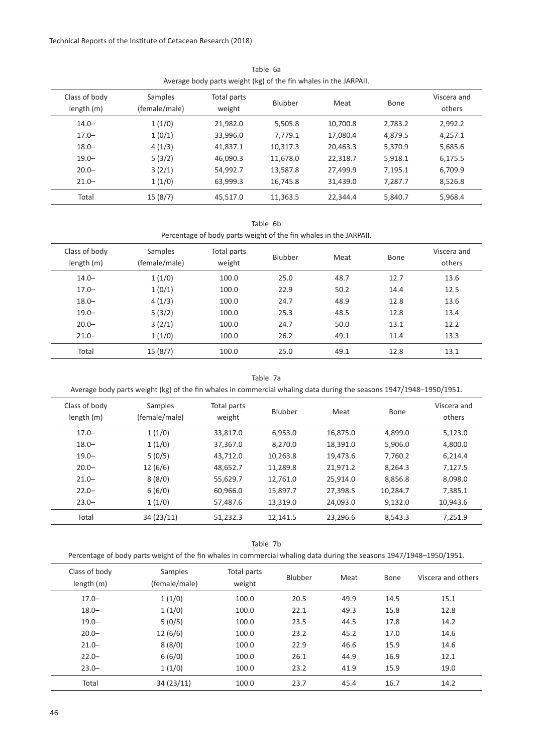Table 6a

Average body parts weight (kg) of the fin whales in the JARPAII.

| Class of body length (m) | Samples (female/male) | Total parts weight | Blubber | Meat | Bone | Viscera and others |
|---|---|---|---|---|---|---|
| 14.0– | 1 (1/0) | 21,982.0 | 5,505.8 | 10,700.8 | 2,783.2 | 2,992.2 |
| 17.0– | 1 (0/1) | 33,996.0 | 7,779.1 | 17,080.4 | 4,879.5 | 4,257.1 |
| 18.0– | 4 (1/3) | 41,837.1 | 10,317.3 | 20,463.3 | 5,370.9 | 5,685.6 |
| 19.0– | 5 (3/2) | 46,090.3 | 11,678.0 | 22,318.7 | 5,918.1 | 6,175.5 |
| 20.0– | 3 (2/1) | 54,992.7 | 13,587.8 | 27,499.9 | 7,195.1 | 6,709.9 |
| 21.0– | 1 (1/0) | 63,999.3 | 16,745.8 | 31,439.0 | 7,287.7 | 8,526.8 |
| Total | 15 (8/7) | 45,517.0 | 11,363.5 | 22,344.4 | 5,840.7 | 5,968.4 |

Table 6b

Percentage of body parts weight of the fin whales in the JARPAII.

| Class of body length (m) | Samples (female/male) | Total parts weight | Blubber | Meat | Bone | Viscera and others |
|---|---|---|---|---|---|---|
| 14.0– | 1 (1/0) | 100.0 | 25.0 | 48.7 | 12.7 | 13.6 |
| 17.0– | 1 (0/1) | 100.0 | 22.9 | 50.2 | 14.4 | 12.5 |
| 18.0– | 4 (1/3) | 100.0 | 24.7 | 48.9 | 12.8 | 13.6 |
| 19.0– | 5 (3/2) | 100.0 | 25.3 | 48.5 | 12.8 | 13.4 |
| 20.0– | 3 (2/1) | 100.0 | 24.7 | 50.0 | 13.1 | 12.2 |
| 21.0– | 1 (1/0) | 100.0 | 26.2 | 49.1 | 11.4 | 13.3 |
| Total | 15 (8/7) | 100.0 | 25.0 | 49.1 | 12.8 | 13.1 |

Table 7a

Average body parts weight (kg) of the fin whales in commercial whaling data during the seasons 1947/1948–1950/1951.

| Class of body length (m) | Samples (female/male) | Total parts weight | Blubber | Meat | Bone | Viscera and others |
|---|---|---|---|---|---|---|
| 17.0– | 1 (1/0) | 33,817.0 | 6,953.0 | 16,875.0 | 4,899.0 | 5,123.0 |
| 18.0– | 1 (1/0) | 37,367.0 | 8,270.0 | 18,391.0 | 5,906.0 | 4,800.0 |
| 19.0– | 5 (0/5) | 43,712.0 | 10,263.8 | 19,473.6 | 7,760.2 | 6,214.4 |
| 20.0– | 12 (6/6) | 48,652.7 | 11,289.8 | 21,971.2 | 8,264.3 | 7,127.5 |
| 21.0– | 8 (8/0) | 55,629.7 | 12,761.0 | 25,914.0 | 8,856.8 | 8,098.0 |
| 22.0– | 6 (6/0) | 60,966.0 | 15,897.7 | 27,398.5 | 10,284.7 | 7,385.1 |
| 23.0– | 1 (1/0) | 57,487.6 | 13,319.0 | 24,093.0 | 9,132.0 | 10,943.6 |
| Total | 34 (23/11) | 51,232.3 | 12,141.5 | 23,296.6 | 8,543.3 | 7,251.9 |

Table 7b

Percentage of body parts weight of the fin whales in commercial whaling data during the seasons 1947/1948–1950/1951.

| Class of body length (m) | Samples (female/male) | Total parts weight | Blubber | Meat | Bone | Viscera and others |
|---|---|---|---|---|---|---|
| 17.0– | 1 (1/0) | 100.0 | 20.5 | 49.9 | 14.5 | 15.1 |
| 18.0– | 1 (1/0) | 100.0 | 22.1 | 49.3 | 15.8 | 12.8 |
| 19.0– | 5 (0/5) | 100.0 | 23.5 | 44.5 | 17.8 | 14.2 |
| 20.0– | 12 (6/6) | 100.0 | 23.2 | 45.2 | 17.0 | 14.6 |
| 21.0– | 8 (8/0) | 100.0 | 22.9 | 46.6 | 15.9 | 14.6 |
| 22.0– | 6 (6/0) | 100.0 | 26.1 | 44.9 | 16.9 | 12.1 |
| 23.0– | 1 (1/0) | 100.0 | 23.2 | 41.9 | 15.9 | 19.0 |
| Total | 34 (23/11) | 100.0 | 23.7 | 45.4 | 16.7 | 14.2 |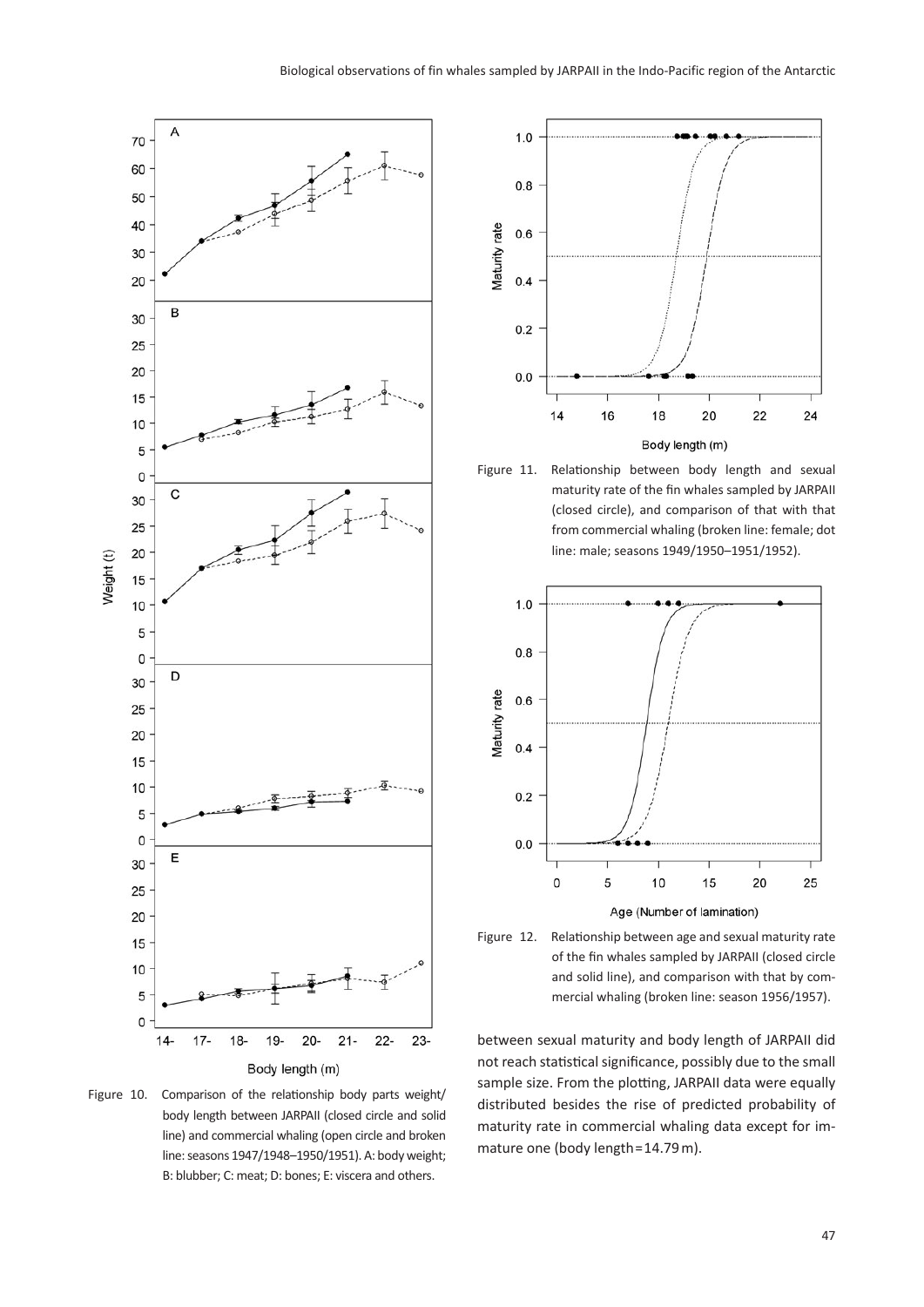Figure 10. Comparison of the relationship body parts weight/body length between JARPAII (closed circle and solid line) and commercial whaling (open circle and broken line: seasons 1947/1948–1950/1951). A: body weight; B: blubber; C: meat; D: bones; E: viscera and others.

Figure 11. Relationship between body length and sexual maturity rate of the fin whales sampled by JARPAII (closed circle), and comparison of that with that from commercial whaling (broken line: female; dot line: male; seasons 1949/1950–1951/1952).

Figure 12. Relationship between age and sexual maturity rate of the fin whales sampled by JARPAII (closed circle and solid line), and comparison with that by commercial whaling (broken line: season 1956/1957).

between sexual maturity and body length of JARPAII did not reach statistical significance, possibly due to the small sample size. From the plotting, JARPAII data were equally distributed besides the rise of predicted probability of maturity rate in commercial whaling data except for immature one (body length = 14.79 m).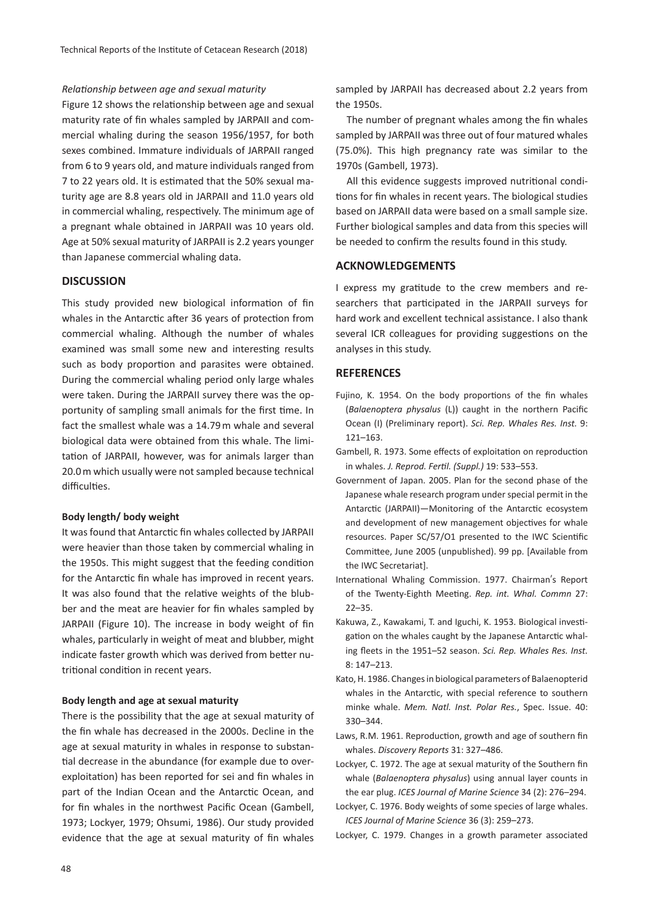*Relationship between age and sexual maturity*

Figure 12 shows the relationship between age and sexual maturity rate of fin whales sampled by JARPAII and commercial whaling during the season 1956/1957, for both sexes combined. Immature individuals of JARPAII ranged from 6 to 9 years old, and mature individuals ranged from 7 to 22 years old. It is estimated that the 50% sexual maturity age are 8.8 years old in JARPAII and 11.0 years old in commercial whaling, respectively. The minimum age of a pregnant whale obtained in JARPAII was 10 years old. Age at 50% sexual maturity of JARPAII is 2.2 years younger than Japanese commercial whaling data.

## DISCUSSION

This study provided new biological information of fin whales in the Antarctic after 36 years of protection from commercial whaling. Although the number of whales examined was small some new and interesting results such as body proportion and parasites were obtained. During the commercial whaling period only large whales were taken. During the JARPAII survey there was the opportunity of sampling small animals for the first time. In fact the smallest whale was a 14.79 m whale and several biological data were obtained from this whale. The limitation of JARPAII, however, was for animals larger than 20.0 m which usually were not sampled because technical difficulties.

### Body length/ body weight

It was found that Antarctic fin whales collected by JARPAII were heavier than those taken by commercial whaling in the 1950s. This might suggest that the feeding condition for the Antarctic fin whale has improved in recent years. It was also found that the relative weights of the blubber and the meat are heavier for fin whales sampled by JARPAII (Figure 10). The increase in body weight of fin whales, particularly in weight of meat and blubber, might indicate faster growth which was derived from better nutritional condition in recent years.

### Body length and age at sexual maturity

There is the possibility that the age at sexual maturity of the fin whale has decreased in the 2000s. Decline in the age at sexual maturity in whales in response to substantial decrease in the abundance (for example due to overexploitation) has been reported for sei and fin whales in part of the Indian Ocean and the Antarctic Ocean, and for fin whales in the northwest Pacific Ocean (Gambell, 1973; Lockyer, 1979; Ohsumi, 1986). Our study provided evidence that the age at sexual maturity of fin whales sampled by JARPAII has decreased about 2.2 years from the 1950s.

The number of pregnant whales among the fin whales sampled by JARPAII was three out of four matured whales (75.0%). This high pregnancy rate was similar to the 1970s (Gambell, 1973).

All this evidence suggests improved nutritional conditions for fin whales in recent years. The biological studies based on JARPAII data were based on a small sample size. Further biological samples and data from this species will be needed to confirm the results found in this study.

## ACKNOWLEDGEMENTS

I express my gratitude to the crew members and researchers that participated in the JARPAII surveys for hard work and excellent technical assistance. I also thank several ICR colleagues for providing suggestions on the analyses in this study.

## REFERENCES

Fujino, K. 1954. On the body proportions of the fin whales (*Balaenoptera physalus* (L)) caught in the northern Pacific Ocean (I) (Preliminary report). *Sci. Rep. Whales Res. Inst.* 9: 121–163.

Gambell, R. 1973. Some effects of exploitation on reproduction in whales. *J. Reprod. Fertil. (Suppl.)* 19: 533–553.

Government of Japan. 2005. Plan for the second phase of the Japanese whale research program under special permit in the Antarctic (JARPAII)—Monitoring of the Antarctic ecosystem and development of new management objectives for whale resources. Paper SC/57/O1 presented to the IWC Scientific Committee, June 2005 (unpublished). 99 pp. [Available from the IWC Secretariat].

International Whaling Commission. 1977. Chairman's Report of the Twenty-Eighth Meeting. *Rep. int. Whal. Commn* 27: 22–35.

Kakuwa, Z., Kawakami, T. and Iguchi, K. 1953. Biological investigation on the whales caught by the Japanese Antarctic whaling fleets in the 1951–52 season. *Sci. Rep. Whales Res. Inst.* 8: 147–213.

Kato, H. 1986. Changes in biological parameters of Balaenopterid whales in the Antarctic, with special reference to southern minke whale. *Mem. Natl. Inst. Polar Res.*, Spec. Issue. 40: 330–344.

Laws, R.M. 1961. Reproduction, growth and age of southern fin whales. *Discovery Reports* 31: 327–486.

Lockyer, C. 1972. The age at sexual maturity of the Southern fin whale (*Balaenoptera physalus*) using annual layer counts in the ear plug. *ICES Journal of Marine Science* 34 (2): 276–294.

Lockyer, C. 1976. Body weights of some species of large whales. *ICES Journal of Marine Science* 36 (3): 259–273.

Lockyer, C. 1979. Changes in a growth parameter associated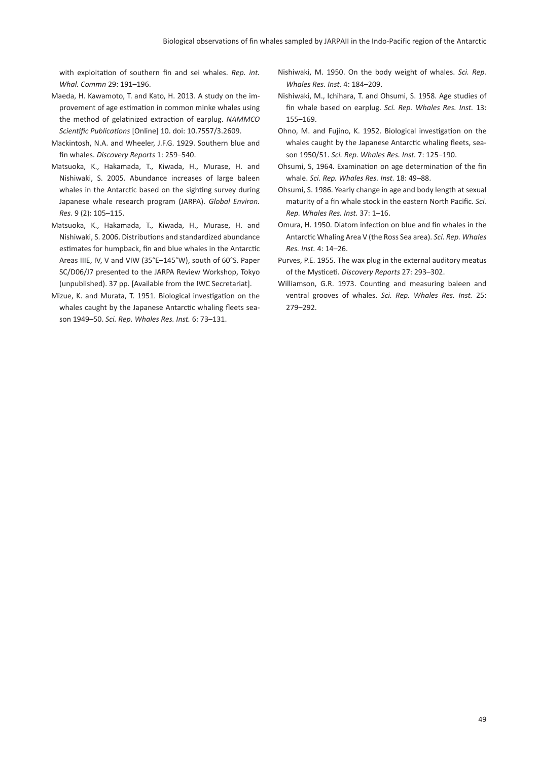with exploitation of southern fin and sei whales. *Rep. int. Whal. Commn* 29: 191–196.

Maeda, H. Kawamoto, T. and Kato, H. 2013. A study on the improvement of age estimation in common minke whales using the method of gelatinized extraction of earplug. *NAMMCO Scientific Publications* [Online] 10. doi: 10.7557/3.2609.

Mackintosh, N.A. and Wheeler, J.F.G. 1929. Southern blue and fin whales. *Discovery Reports* 1: 259–540.

Matsuoka, K., Hakamada, T., Kiwada, H., Murase, H. and Nishiwaki, S. 2005. Abundance increases of large baleen whales in the Antarctic based on the sighting survey during Japanese whale research program (JARPA). *Global Environ. Res.* 9 (2): 105–115.

Matsuoka, K., Hakamada, T., Kiwada, H., Murase, H. and Nishiwaki, S. 2006. Distributions and standardized abundance estimates for humpback, fin and blue whales in the Antarctic Areas IIIE, IV, V and VIW (35°E–145°W), south of 60°S. Paper SC/D06/J7 presented to the JARPA Review Workshop, Tokyo (unpublished). 37 pp. [Available from the IWC Secretariat].

Mizue, K. and Murata, T. 1951. Biological investigation on the whales caught by the Japanese Antarctic whaling fleets season 1949–50. *Sci. Rep. Whales Res. Inst.* 6: 73–131.

Nishiwaki, M. 1950. On the body weight of whales. *Sci. Rep. Whales Res. Inst.* 4: 184–209.

Nishiwaki, M., Ichihara, T. and Ohsumi, S. 1958. Age studies of fin whale based on earplug. *Sci. Rep. Whales Res. Inst.* 13: 155–169.

Ohno, M. and Fujino, K. 1952. Biological investigation on the whales caught by the Japanese Antarctic whaling fleets, season 1950/51. *Sci. Rep. Whales Res. Inst.* 7: 125–190.

Ohsumi, S, 1964. Examination on age determination of the fin whale. *Sci. Rep. Whales Res. Inst.* 18: 49–88.

Ohsumi, S. 1986. Yearly change in age and body length at sexual maturity of a fin whale stock in the eastern North Pacific. *Sci. Rep. Whales Res. Inst.* 37: 1–16.

Omura, H. 1950. Diatom infection on blue and fin whales in the Antarctic Whaling Area V (the Ross Sea area). *Sci. Rep. Whales Res. Inst.* 4: 14–26.

Purves, P.E. 1955. The wax plug in the external auditory meatus of the Mysticeti. *Discovery Reports* 27: 293–302.

Williamson, G.R. 1973. Counting and measuring baleen and ventral grooves of whales. *Sci. Rep. Whales Res. Inst.* 25: 279–292.